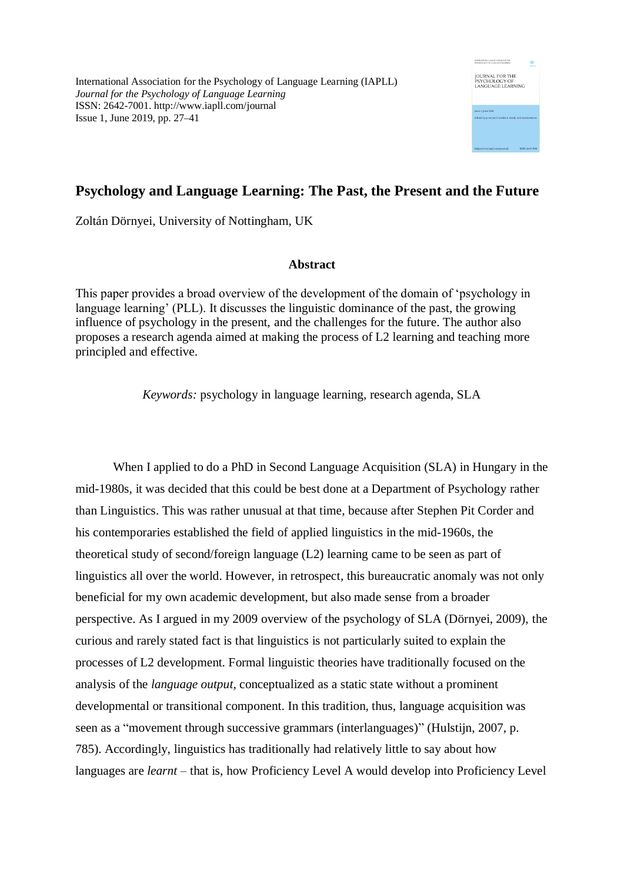International Association for the Psychology of Language Learning (IAPLL)
*Journal for the Psychology of Language Learning*
ISSN: 2642-7001. http://www.iapll.com/journal
Issue 1, June 2019, pp. 27–41

# Psychology and Language Learning: The Past, the Present and the Future

Zoltán Dörnyei, University of Nottingham, UK

## Abstract

This paper provides a broad overview of the development of the domain of 'psychology in language learning' (PLL). It discusses the linguistic dominance of the past, the growing influence of psychology in the present, and the challenges for the future. The author also proposes a research agenda aimed at making the process of L2 learning and teaching more principled and effective.

*Keywords:* psychology in language learning, research agenda, SLA

When I applied to do a PhD in Second Language Acquisition (SLA) in Hungary in the mid-1980s, it was decided that this could be best done at a Department of Psychology rather than Linguistics. This was rather unusual at that time, because after Stephen Pit Corder and his contemporaries established the field of applied linguistics in the mid-1960s, the theoretical study of second/foreign language (L2) learning came to be seen as part of linguistics all over the world. However, in retrospect, this bureaucratic anomaly was not only beneficial for my own academic development, but also made sense from a broader perspective. As I argued in my 2009 overview of the psychology of SLA (Dörnyei, 2009), the curious and rarely stated fact is that linguistics is not particularly suited to explain the processes of L2 development. Formal linguistic theories have traditionally focused on the analysis of the *language output*, conceptualized as a static state without a prominent developmental or transitional component. In this tradition, thus, language acquisition was seen as a "movement through successive grammars (interlanguages)" (Hulstijn, 2007, p. 785). Accordingly, linguistics has traditionally had relatively little to say about how languages are *learnt* – that is, how Proficiency Level A would develop into Proficiency Level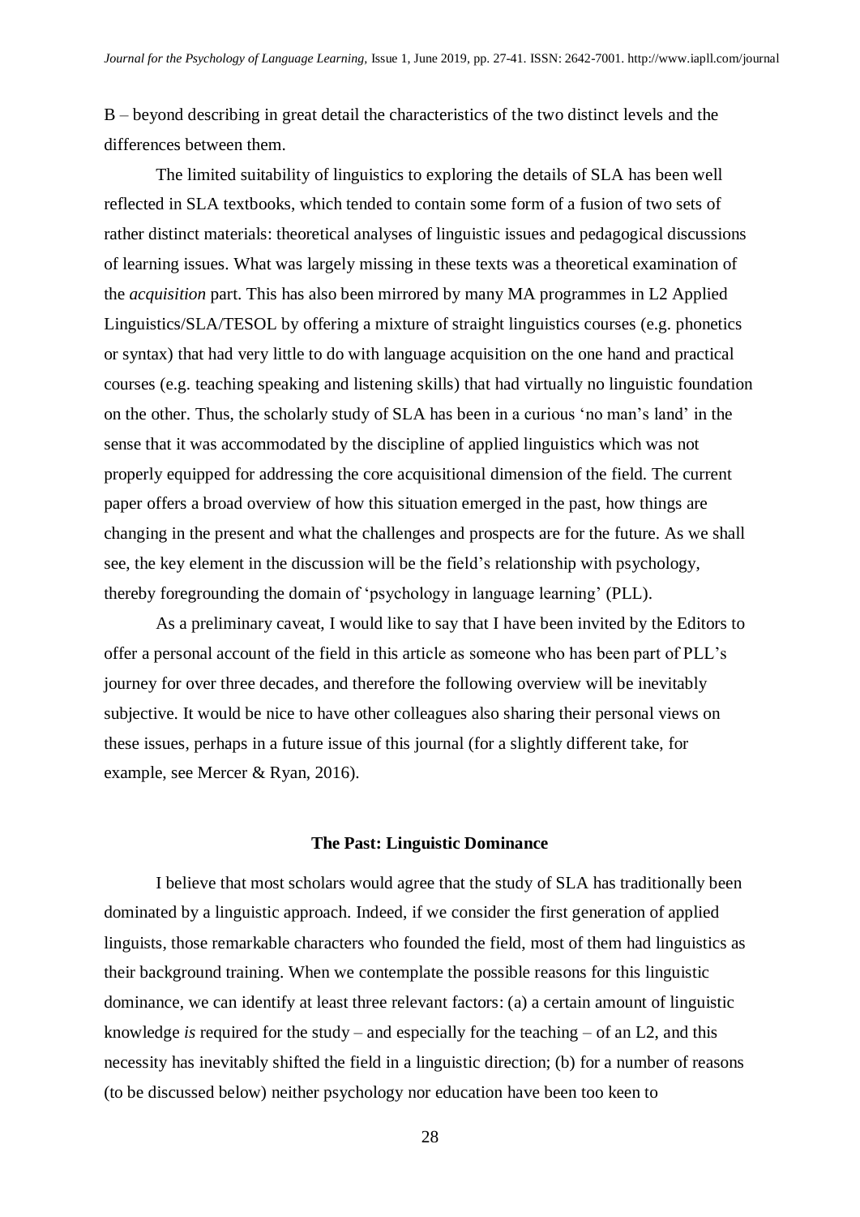B – beyond describing in great detail the characteristics of the two distinct levels and the differences between them.

The limited suitability of linguistics to exploring the details of SLA has been well reflected in SLA textbooks, which tended to contain some form of a fusion of two sets of rather distinct materials: theoretical analyses of linguistic issues and pedagogical discussions of learning issues. What was largely missing in these texts was a theoretical examination of the *acquisition* part. This has also been mirrored by many MA programmes in L2 Applied Linguistics/SLA/TESOL by offering a mixture of straight linguistics courses (e.g. phonetics or syntax) that had very little to do with language acquisition on the one hand and practical courses (e.g. teaching speaking and listening skills) that had virtually no linguistic foundation on the other. Thus, the scholarly study of SLA has been in a curious 'no man's land' in the sense that it was accommodated by the discipline of applied linguistics which was not properly equipped for addressing the core acquisitional dimension of the field. The current paper offers a broad overview of how this situation emerged in the past, how things are changing in the present and what the challenges and prospects are for the future. As we shall see, the key element in the discussion will be the field's relationship with psychology, thereby foregrounding the domain of 'psychology in language learning' (PLL).

As a preliminary caveat, I would like to say that I have been invited by the Editors to offer a personal account of the field in this article as someone who has been part of PLL's journey for over three decades, and therefore the following overview will be inevitably subjective. It would be nice to have other colleagues also sharing their personal views on these issues, perhaps in a future issue of this journal (for a slightly different take, for example, see Mercer & Ryan, 2016).

## The Past: Linguistic Dominance

I believe that most scholars would agree that the study of SLA has traditionally been dominated by a linguistic approach. Indeed, if we consider the first generation of applied linguists, those remarkable characters who founded the field, most of them had linguistics as their background training. When we contemplate the possible reasons for this linguistic dominance, we can identify at least three relevant factors: (a) a certain amount of linguistic knowledge *is* required for the study – and especially for the teaching – of an L2, and this necessity has inevitably shifted the field in a linguistic direction; (b) for a number of reasons (to be discussed below) neither psychology nor education have been too keen to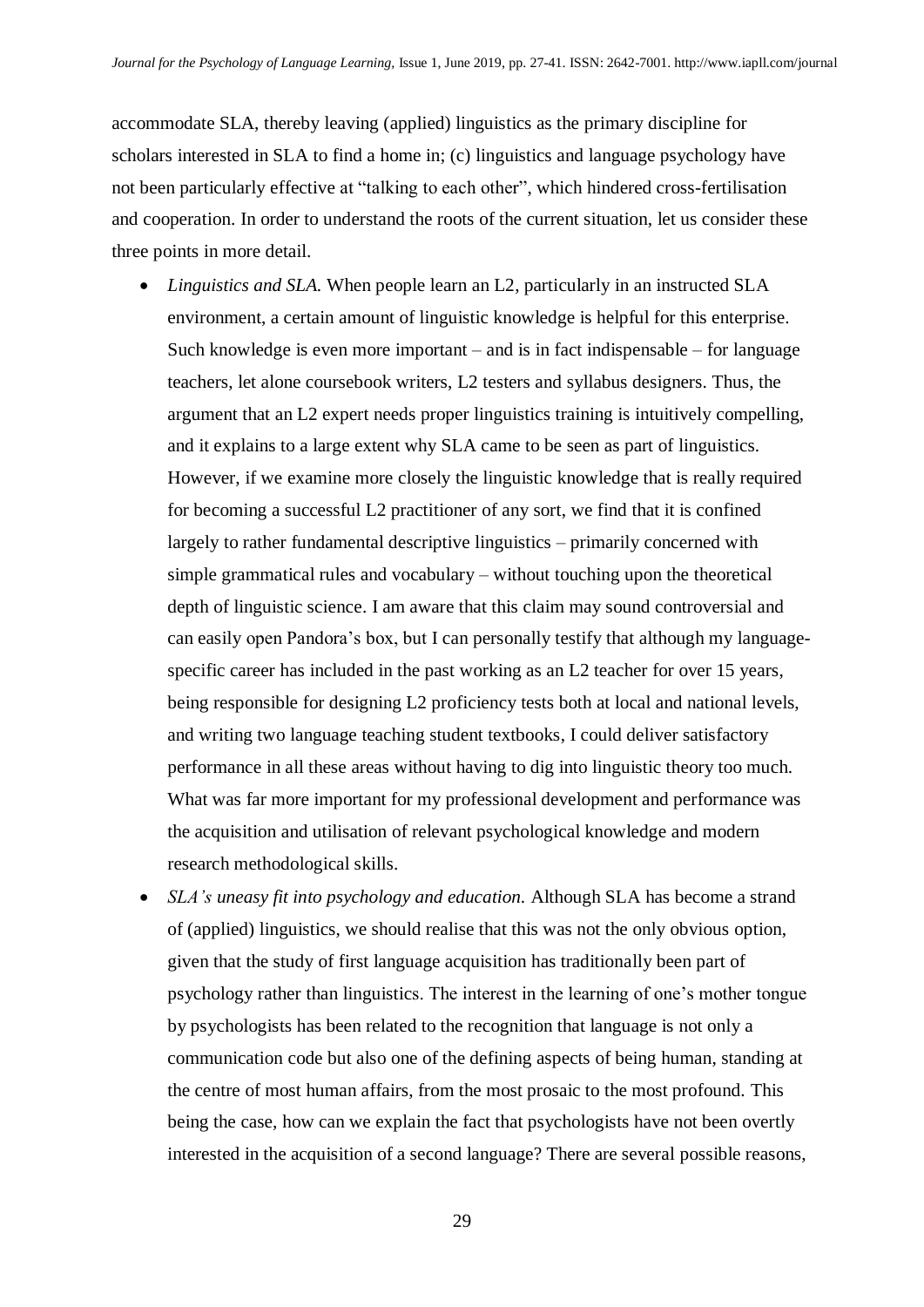accommodate SLA, thereby leaving (applied) linguistics as the primary discipline for scholars interested in SLA to find a home in; (c) linguistics and language psychology have not been particularly effective at "talking to each other", which hindered cross-fertilisation and cooperation. In order to understand the roots of the current situation, let us consider these three points in more detail.

- *Linguistics and SLA.* When people learn an L2, particularly in an instructed SLA environment, a certain amount of linguistic knowledge is helpful for this enterprise. Such knowledge is even more important – and is in fact indispensable – for language teachers, let alone coursebook writers, L2 testers and syllabus designers. Thus, the argument that an L2 expert needs proper linguistics training is intuitively compelling, and it explains to a large extent why SLA came to be seen as part of linguistics. However, if we examine more closely the linguistic knowledge that is really required for becoming a successful L2 practitioner of any sort, we find that it is confined largely to rather fundamental descriptive linguistics – primarily concerned with simple grammatical rules and vocabulary – without touching upon the theoretical depth of linguistic science. I am aware that this claim may sound controversial and can easily open Pandora's box, but I can personally testify that although my language-specific career has included in the past working as an L2 teacher for over 15 years, being responsible for designing L2 proficiency tests both at local and national levels, and writing two language teaching student textbooks, I could deliver satisfactory performance in all these areas without having to dig into linguistic theory too much. What was far more important for my professional development and performance was the acquisition and utilisation of relevant psychological knowledge and modern research methodological skills.
- *SLA's uneasy fit into psychology and education.* Although SLA has become a strand of (applied) linguistics, we should realise that this was not the only obvious option, given that the study of first language acquisition has traditionally been part of psychology rather than linguistics. The interest in the learning of one's mother tongue by psychologists has been related to the recognition that language is not only a communication code but also one of the defining aspects of being human, standing at the centre of most human affairs, from the most prosaic to the most profound. This being the case, how can we explain the fact that psychologists have not been overtly interested in the acquisition of a second language? There are several possible reasons,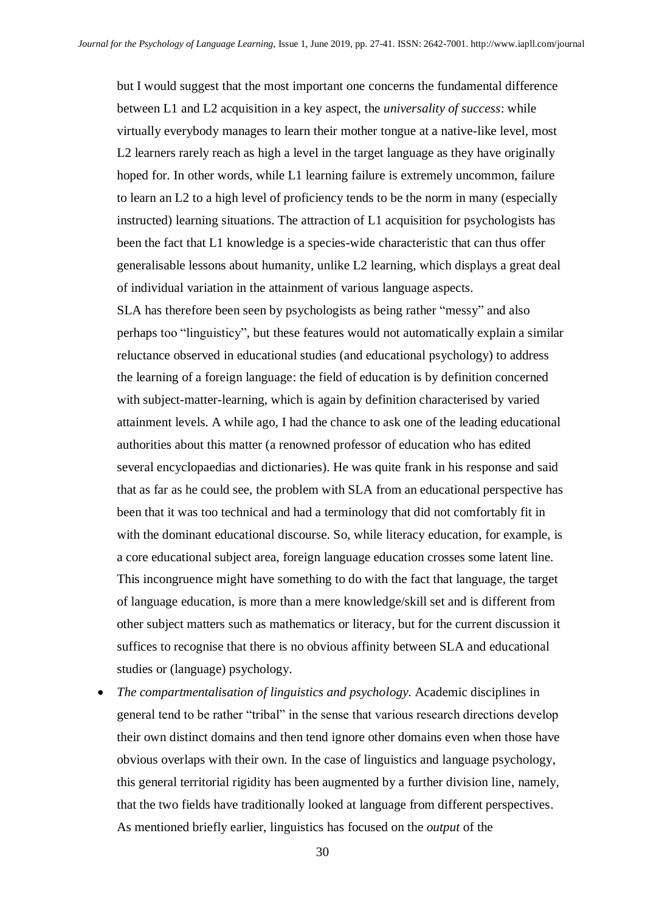but I would suggest that the most important one concerns the fundamental difference between L1 and L2 acquisition in a key aspect, the *universality of success*: while virtually everybody manages to learn their mother tongue at a native-like level, most L2 learners rarely reach as high a level in the target language as they have originally hoped for. In other words, while L1 learning failure is extremely uncommon, failure to learn an L2 to a high level of proficiency tends to be the norm in many (especially instructed) learning situations. The attraction of L1 acquisition for psychologists has been the fact that L1 knowledge is a species-wide characteristic that can thus offer generalisable lessons about humanity, unlike L2 learning, which displays a great deal of individual variation in the attainment of various language aspects.

SLA has therefore been seen by psychologists as being rather "messy" and also perhaps too "linguisticy", but these features would not automatically explain a similar reluctance observed in educational studies (and educational psychology) to address the learning of a foreign language: the field of education is by definition concerned with subject-matter-learning, which is again by definition characterised by varied attainment levels. A while ago, I had the chance to ask one of the leading educational authorities about this matter (a renowned professor of education who has edited several encyclopaedias and dictionaries). He was quite frank in his response and said that as far as he could see, the problem with SLA from an educational perspective has been that it was too technical and had a terminology that did not comfortably fit in with the dominant educational discourse. So, while literacy education, for example, is a core educational subject area, foreign language education crosses some latent line. This incongruence might have something to do with the fact that language, the target of language education, is more than a mere knowledge/skill set and is different from other subject matters such as mathematics or literacy, but for the current discussion it suffices to recognise that there is no obvious affinity between SLA and educational studies or (language) psychology.

- *The compartmentalisation of linguistics and psychology.* Academic disciplines in general tend to be rather "tribal" in the sense that various research directions develop their own distinct domains and then tend ignore other domains even when those have obvious overlaps with their own. In the case of linguistics and language psychology, this general territorial rigidity has been augmented by a further division line, namely, that the two fields have traditionally looked at language from different perspectives. As mentioned briefly earlier, linguistics has focused on the *output* of the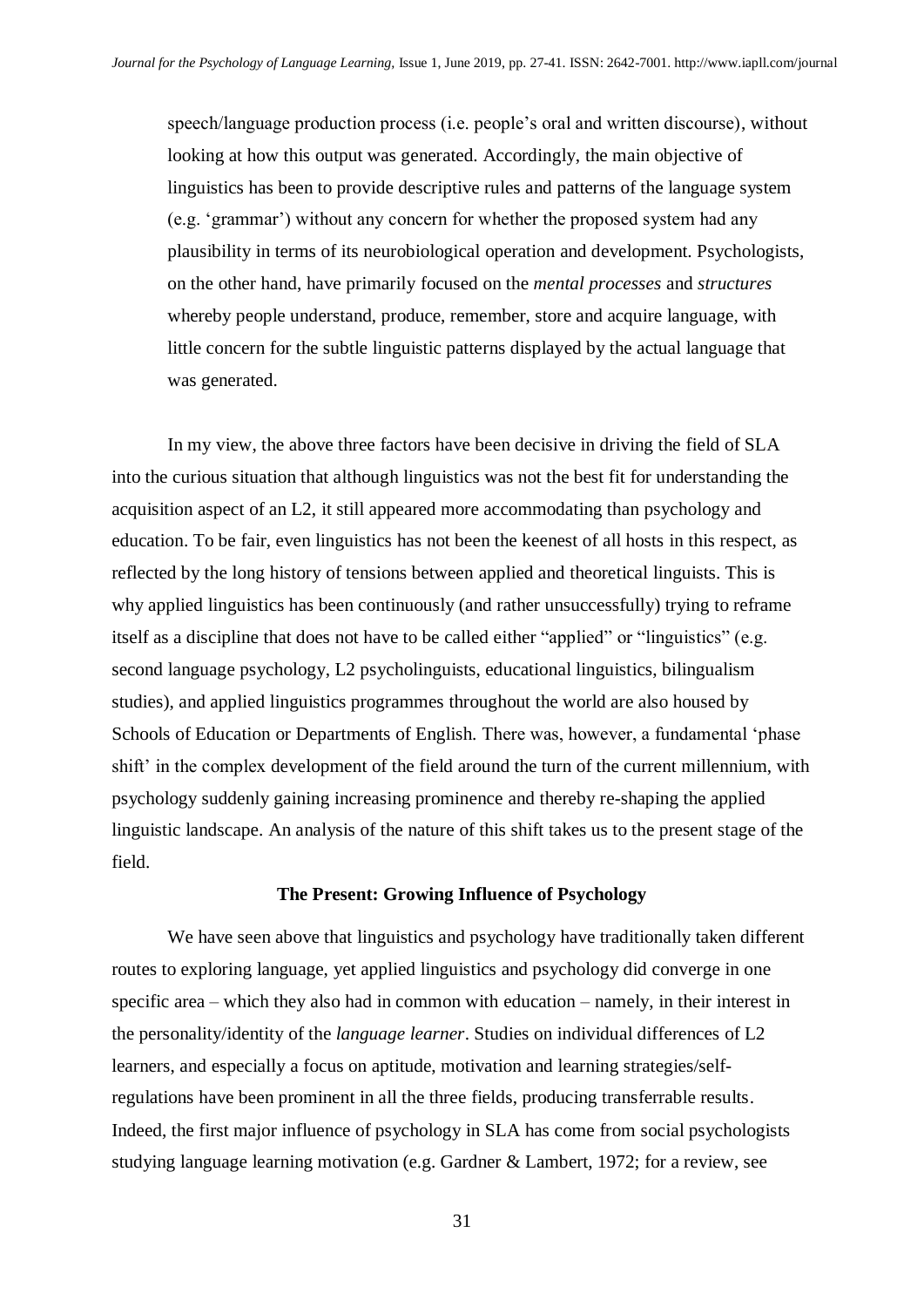speech/language production process (i.e. people's oral and written discourse), without looking at how this output was generated. Accordingly, the main objective of linguistics has been to provide descriptive rules and patterns of the language system (e.g. 'grammar') without any concern for whether the proposed system had any plausibility in terms of its neurobiological operation and development. Psychologists, on the other hand, have primarily focused on the *mental processes* and *structures* whereby people understand, produce, remember, store and acquire language, with little concern for the subtle linguistic patterns displayed by the actual language that was generated.

In my view, the above three factors have been decisive in driving the field of SLA into the curious situation that although linguistics was not the best fit for understanding the acquisition aspect of an L2, it still appeared more accommodating than psychology and education. To be fair, even linguistics has not been the keenest of all hosts in this respect, as reflected by the long history of tensions between applied and theoretical linguists. This is why applied linguistics has been continuously (and rather unsuccessfully) trying to reframe itself as a discipline that does not have to be called either "applied" or "linguistics" (e.g. second language psychology, L2 psycholinguists, educational linguistics, bilingualism studies), and applied linguistics programmes throughout the world are also housed by Schools of Education or Departments of English. There was, however, a fundamental 'phase shift' in the complex development of the field around the turn of the current millennium, with psychology suddenly gaining increasing prominence and thereby re-shaping the applied linguistic landscape. An analysis of the nature of this shift takes us to the present stage of the field.

## The Present: Growing Influence of Psychology

We have seen above that linguistics and psychology have traditionally taken different routes to exploring language, yet applied linguistics and psychology did converge in one specific area – which they also had in common with education – namely, in their interest in the personality/identity of the *language learner*. Studies on individual differences of L2 learners, and especially a focus on aptitude, motivation and learning strategies/self-regulations have been prominent in all the three fields, producing transferrable results. Indeed, the first major influence of psychology in SLA has come from social psychologists studying language learning motivation (e.g. Gardner & Lambert, 1972; for a review, see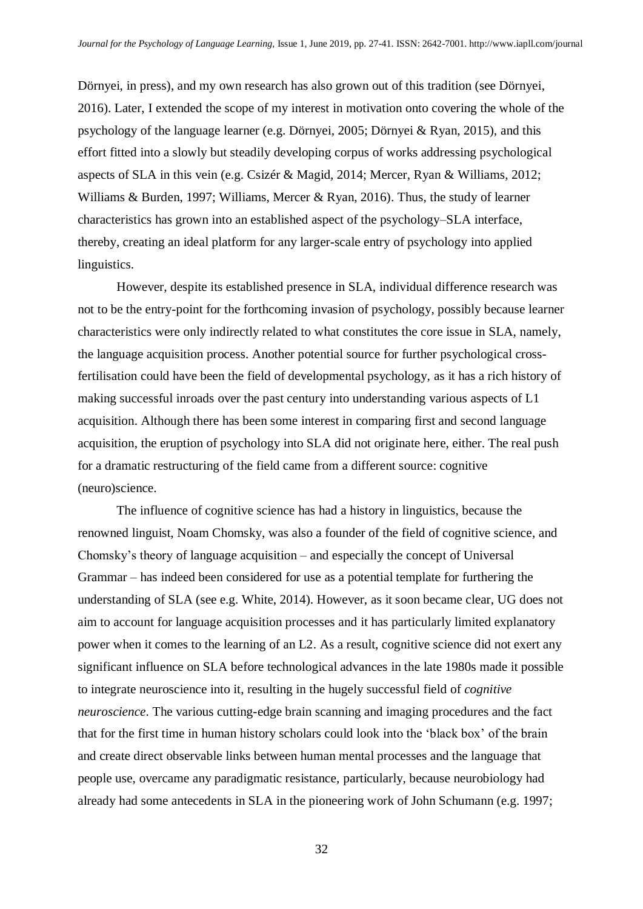Dörnyei, in press), and my own research has also grown out of this tradition (see Dörnyei, 2016). Later, I extended the scope of my interest in motivation onto covering the whole of the psychology of the language learner (e.g. Dörnyei, 2005; Dörnyei & Ryan, 2015), and this effort fitted into a slowly but steadily developing corpus of works addressing psychological aspects of SLA in this vein (e.g. Csizér & Magid, 2014; Mercer, Ryan & Williams, 2012; Williams & Burden, 1997; Williams, Mercer & Ryan, 2016). Thus, the study of learner characteristics has grown into an established aspect of the psychology–SLA interface, thereby, creating an ideal platform for any larger-scale entry of psychology into applied linguistics.

However, despite its established presence in SLA, individual difference research was not to be the entry-point for the forthcoming invasion of psychology, possibly because learner characteristics were only indirectly related to what constitutes the core issue in SLA, namely, the language acquisition process. Another potential source for further psychological cross-fertilisation could have been the field of developmental psychology, as it has a rich history of making successful inroads over the past century into understanding various aspects of L1 acquisition. Although there has been some interest in comparing first and second language acquisition, the eruption of psychology into SLA did not originate here, either. The real push for a dramatic restructuring of the field came from a different source: cognitive (neuro)science.

The influence of cognitive science has had a history in linguistics, because the renowned linguist, Noam Chomsky, was also a founder of the field of cognitive science, and Chomsky's theory of language acquisition – and especially the concept of Universal Grammar – has indeed been considered for use as a potential template for furthering the understanding of SLA (see e.g. White, 2014). However, as it soon became clear, UG does not aim to account for language acquisition processes and it has particularly limited explanatory power when it comes to the learning of an L2. As a result, cognitive science did not exert any significant influence on SLA before technological advances in the late 1980s made it possible to integrate neuroscience into it, resulting in the hugely successful field of *cognitive neuroscience*. The various cutting-edge brain scanning and imaging procedures and the fact that for the first time in human history scholars could look into the 'black box' of the brain and create direct observable links between human mental processes and the language that people use, overcame any paradigmatic resistance, particularly, because neurobiology had already had some antecedents in SLA in the pioneering work of John Schumann (e.g. 1997;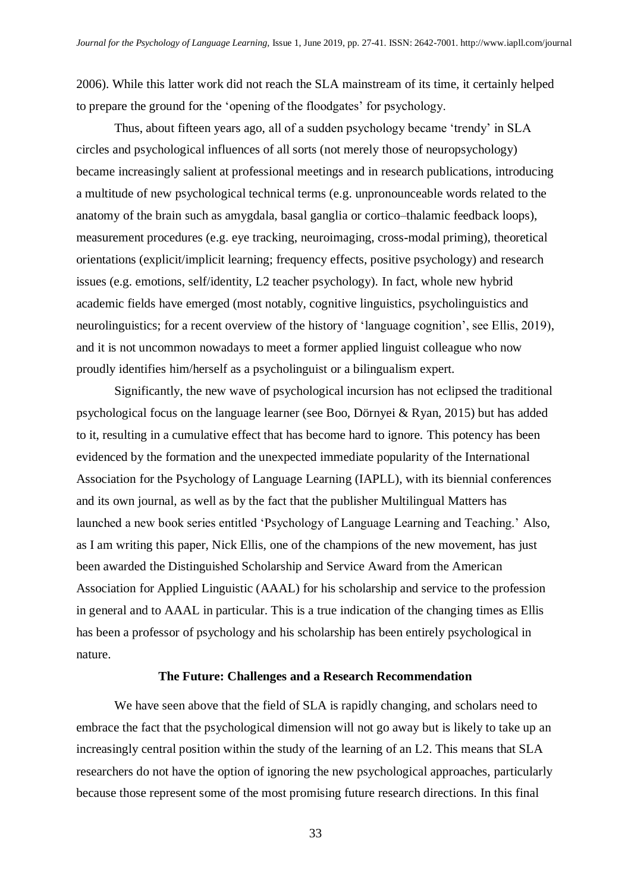2006). While this latter work did not reach the SLA mainstream of its time, it certainly helped to prepare the ground for the 'opening of the floodgates' for psychology.

Thus, about fifteen years ago, all of a sudden psychology became 'trendy' in SLA circles and psychological influences of all sorts (not merely those of neuropsychology) became increasingly salient at professional meetings and in research publications, introducing a multitude of new psychological technical terms (e.g. unpronounceable words related to the anatomy of the brain such as amygdala, basal ganglia or cortico–thalamic feedback loops), measurement procedures (e.g. eye tracking, neuroimaging, cross-modal priming), theoretical orientations (explicit/implicit learning; frequency effects, positive psychology) and research issues (e.g. emotions, self/identity, L2 teacher psychology). In fact, whole new hybrid academic fields have emerged (most notably, cognitive linguistics, psycholinguistics and neurolinguistics; for a recent overview of the history of 'language cognition', see Ellis, 2019), and it is not uncommon nowadays to meet a former applied linguist colleague who now proudly identifies him/herself as a psycholinguist or a bilingualism expert.

Significantly, the new wave of psychological incursion has not eclipsed the traditional psychological focus on the language learner (see Boo, Dörnyei & Ryan, 2015) but has added to it, resulting in a cumulative effect that has become hard to ignore. This potency has been evidenced by the formation and the unexpected immediate popularity of the International Association for the Psychology of Language Learning (IAPLL), with its biennial conferences and its own journal, as well as by the fact that the publisher Multilingual Matters has launched a new book series entitled 'Psychology of Language Learning and Teaching.' Also, as I am writing this paper, Nick Ellis, one of the champions of the new movement, has just been awarded the Distinguished Scholarship and Service Award from the American Association for Applied Linguistic (AAAL) for his scholarship and service to the profession in general and to AAAL in particular. This is a true indication of the changing times as Ellis has been a professor of psychology and his scholarship has been entirely psychological in nature.

## The Future: Challenges and a Research Recommendation

We have seen above that the field of SLA is rapidly changing, and scholars need to embrace the fact that the psychological dimension will not go away but is likely to take up an increasingly central position within the study of the learning of an L2. This means that SLA researchers do not have the option of ignoring the new psychological approaches, particularly because those represent some of the most promising future research directions. In this final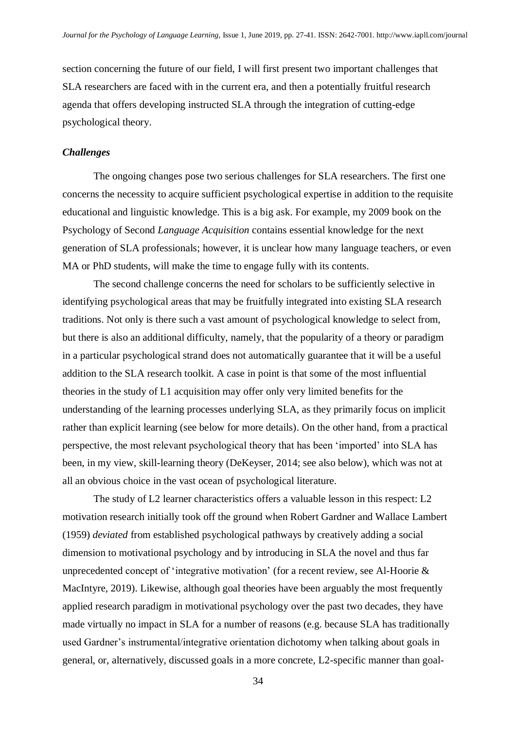section concerning the future of our field, I will first present two important challenges that SLA researchers are faced with in the current era, and then a potentially fruitful research agenda that offers developing instructed SLA through the integration of cutting-edge psychological theory.

### *Challenges*

The ongoing changes pose two serious challenges for SLA researchers. The first one concerns the necessity to acquire sufficient psychological expertise in addition to the requisite educational and linguistic knowledge. This is a big ask. For example, my 2009 book on the Psychology of Second *Language Acquisition* contains essential knowledge for the next generation of SLA professionals; however, it is unclear how many language teachers, or even MA or PhD students, will make the time to engage fully with its contents.

The second challenge concerns the need for scholars to be sufficiently selective in identifying psychological areas that may be fruitfully integrated into existing SLA research traditions. Not only is there such a vast amount of psychological knowledge to select from, but there is also an additional difficulty, namely, that the popularity of a theory or paradigm in a particular psychological strand does not automatically guarantee that it will be a useful addition to the SLA research toolkit. A case in point is that some of the most influential theories in the study of L1 acquisition may offer only very limited benefits for the understanding of the learning processes underlying SLA, as they primarily focus on implicit rather than explicit learning (see below for more details). On the other hand, from a practical perspective, the most relevant psychological theory that has been 'imported' into SLA has been, in my view, skill-learning theory (DeKeyser, 2014; see also below), which was not at all an obvious choice in the vast ocean of psychological literature.

The study of L2 learner characteristics offers a valuable lesson in this respect: L2 motivation research initially took off the ground when Robert Gardner and Wallace Lambert (1959) *deviated* from established psychological pathways by creatively adding a social dimension to motivational psychology and by introducing in SLA the novel and thus far unprecedented concept of 'integrative motivation' (for a recent review, see Al-Hoorie & MacIntyre, 2019). Likewise, although goal theories have been arguably the most frequently applied research paradigm in motivational psychology over the past two decades, they have made virtually no impact in SLA for a number of reasons (e.g. because SLA has traditionally used Gardner's instrumental/integrative orientation dichotomy when talking about goals in general, or, alternatively, discussed goals in a more concrete, L2-specific manner than goal-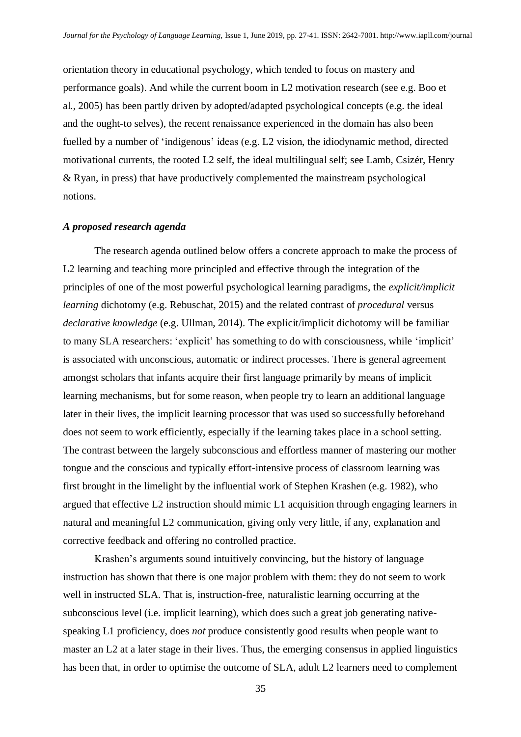orientation theory in educational psychology, which tended to focus on mastery and performance goals). And while the current boom in L2 motivation research (see e.g. Boo et al., 2005) has been partly driven by adopted/adapted psychological concepts (e.g. the ideal and the ought-to selves), the recent renaissance experienced in the domain has also been fuelled by a number of 'indigenous' ideas (e.g. L2 vision, the idiodynamic method, directed motivational currents, the rooted L2 self, the ideal multilingual self; see Lamb, Csizér, Henry & Ryan, in press) that have productively complemented the mainstream psychological notions.

### *A proposed research agenda*

The research agenda outlined below offers a concrete approach to make the process of L2 learning and teaching more principled and effective through the integration of the principles of one of the most powerful psychological learning paradigms, the *explicit/implicit learning* dichotomy (e.g. Rebuschat, 2015) and the related contrast of *procedural* versus *declarative knowledge* (e.g. Ullman, 2014). The explicit/implicit dichotomy will be familiar to many SLA researchers: 'explicit' has something to do with consciousness, while 'implicit' is associated with unconscious, automatic or indirect processes. There is general agreement amongst scholars that infants acquire their first language primarily by means of implicit learning mechanisms, but for some reason, when people try to learn an additional language later in their lives, the implicit learning processor that was used so successfully beforehand does not seem to work efficiently, especially if the learning takes place in a school setting. The contrast between the largely subconscious and effortless manner of mastering our mother tongue and the conscious and typically effort-intensive process of classroom learning was first brought in the limelight by the influential work of Stephen Krashen (e.g. 1982), who argued that effective L2 instruction should mimic L1 acquisition through engaging learners in natural and meaningful L2 communication, giving only very little, if any, explanation and corrective feedback and offering no controlled practice.

Krashen's arguments sound intuitively convincing, but the history of language instruction has shown that there is one major problem with them: they do not seem to work well in instructed SLA. That is, instruction-free, naturalistic learning occurring at the subconscious level (i.e. implicit learning), which does such a great job generating native-speaking L1 proficiency, does *not* produce consistently good results when people want to master an L2 at a later stage in their lives. Thus, the emerging consensus in applied linguistics has been that, in order to optimise the outcome of SLA, adult L2 learners need to complement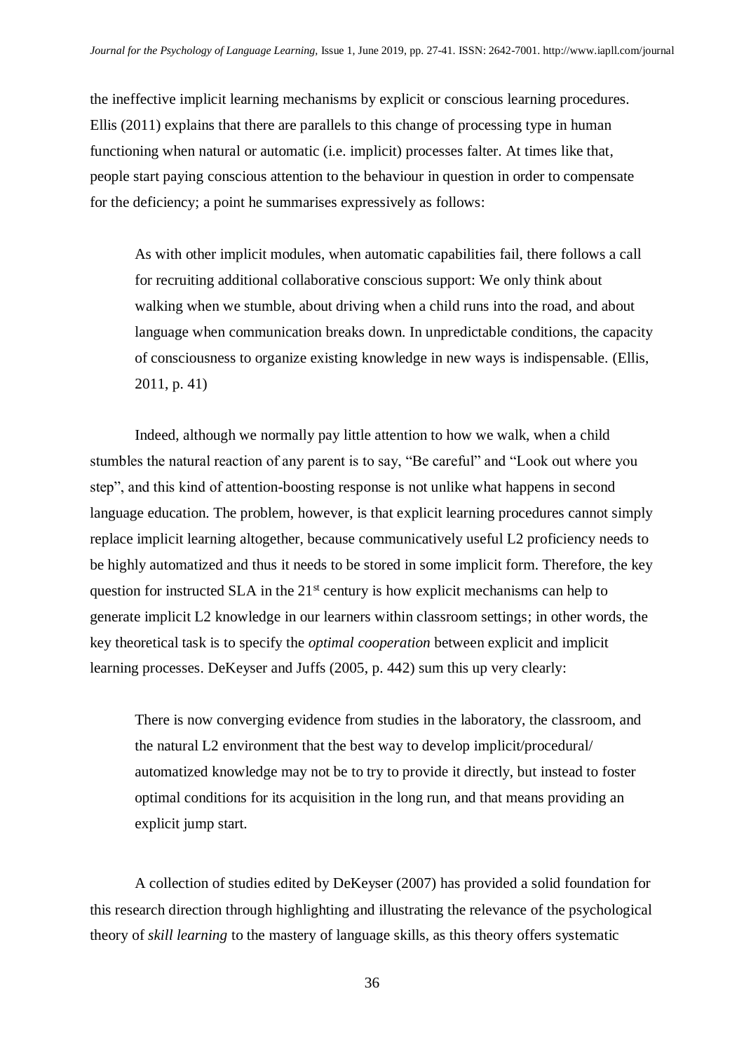the ineffective implicit learning mechanisms by explicit or conscious learning procedures. Ellis (2011) explains that there are parallels to this change of processing type in human functioning when natural or automatic (i.e. implicit) processes falter. At times like that, people start paying conscious attention to the behaviour in question in order to compensate for the deficiency; a point he summarises expressively as follows:

> As with other implicit modules, when automatic capabilities fail, there follows a call for recruiting additional collaborative conscious support: We only think about walking when we stumble, about driving when a child runs into the road, and about language when communication breaks down. In unpredictable conditions, the capacity of consciousness to organize existing knowledge in new ways is indispensable. (Ellis, 2011, p. 41)

Indeed, although we normally pay little attention to how we walk, when a child stumbles the natural reaction of any parent is to say, "Be careful" and "Look out where you step", and this kind of attention-boosting response is not unlike what happens in second language education. The problem, however, is that explicit learning procedures cannot simply replace implicit learning altogether, because communicatively useful L2 proficiency needs to be highly automatized and thus it needs to be stored in some implicit form. Therefore, the key question for instructed SLA in the 21st century is how explicit mechanisms can help to generate implicit L2 knowledge in our learners within classroom settings; in other words, the key theoretical task is to specify the *optimal cooperation* between explicit and implicit learning processes. DeKeyser and Juffs (2005, p. 442) sum this up very clearly:

> There is now converging evidence from studies in the laboratory, the classroom, and the natural L2 environment that the best way to develop implicit/procedural/ automatized knowledge may not be to try to provide it directly, but instead to foster optimal conditions for its acquisition in the long run, and that means providing an explicit jump start.

A collection of studies edited by DeKeyser (2007) has provided a solid foundation for this research direction through highlighting and illustrating the relevance of the psychological theory of *skill learning* to the mastery of language skills, as this theory offers systematic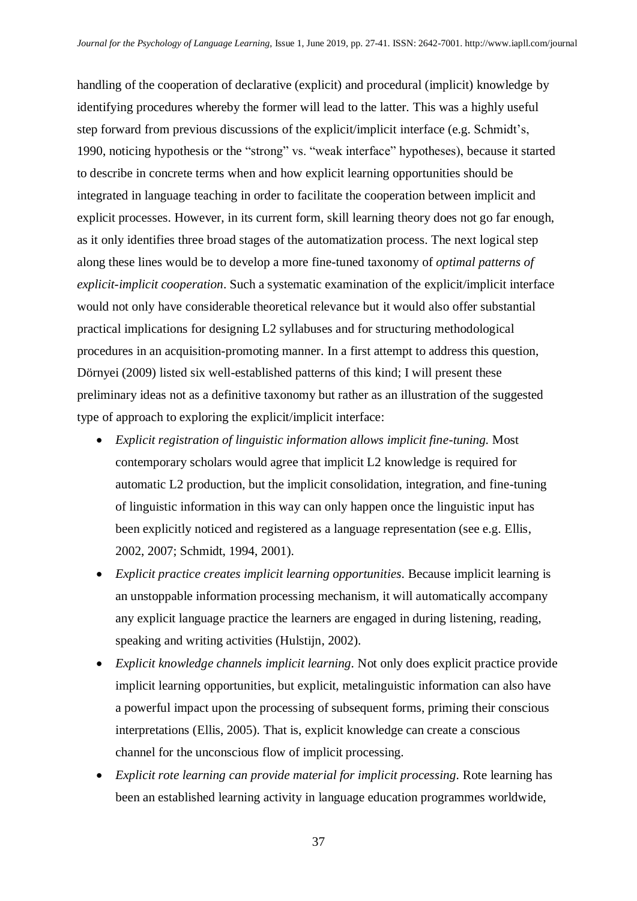handling of the cooperation of declarative (explicit) and procedural (implicit) knowledge by identifying procedures whereby the former will lead to the latter. This was a highly useful step forward from previous discussions of the explicit/implicit interface (e.g. Schmidt's, 1990, noticing hypothesis or the "strong" vs. "weak interface" hypotheses), because it started to describe in concrete terms when and how explicit learning opportunities should be integrated in language teaching in order to facilitate the cooperation between implicit and explicit processes. However, in its current form, skill learning theory does not go far enough, as it only identifies three broad stages of the automatization process. The next logical step along these lines would be to develop a more fine-tuned taxonomy of *optimal patterns of explicit-implicit cooperation*. Such a systematic examination of the explicit/implicit interface would not only have considerable theoretical relevance but it would also offer substantial practical implications for designing L2 syllabuses and for structuring methodological procedures in an acquisition-promoting manner. In a first attempt to address this question, Dörnyei (2009) listed six well-established patterns of this kind; I will present these preliminary ideas not as a definitive taxonomy but rather as an illustration of the suggested type of approach to exploring the explicit/implicit interface:

- *Explicit registration of linguistic information allows implicit fine-tuning.* Most contemporary scholars would agree that implicit L2 knowledge is required for automatic L2 production, but the implicit consolidation, integration, and fine-tuning of linguistic information in this way can only happen once the linguistic input has been explicitly noticed and registered as a language representation (see e.g. Ellis, 2002, 2007; Schmidt, 1994, 2001).
- *Explicit practice creates implicit learning opportunities*. Because implicit learning is an unstoppable information processing mechanism, it will automatically accompany any explicit language practice the learners are engaged in during listening, reading, speaking and writing activities (Hulstijn, 2002).
- *Explicit knowledge channels implicit learning*. Not only does explicit practice provide implicit learning opportunities, but explicit, metalinguistic information can also have a powerful impact upon the processing of subsequent forms, priming their conscious interpretations (Ellis, 2005). That is, explicit knowledge can create a conscious channel for the unconscious flow of implicit processing.
- *Explicit rote learning can provide material for implicit processing*. Rote learning has been an established learning activity in language education programmes worldwide,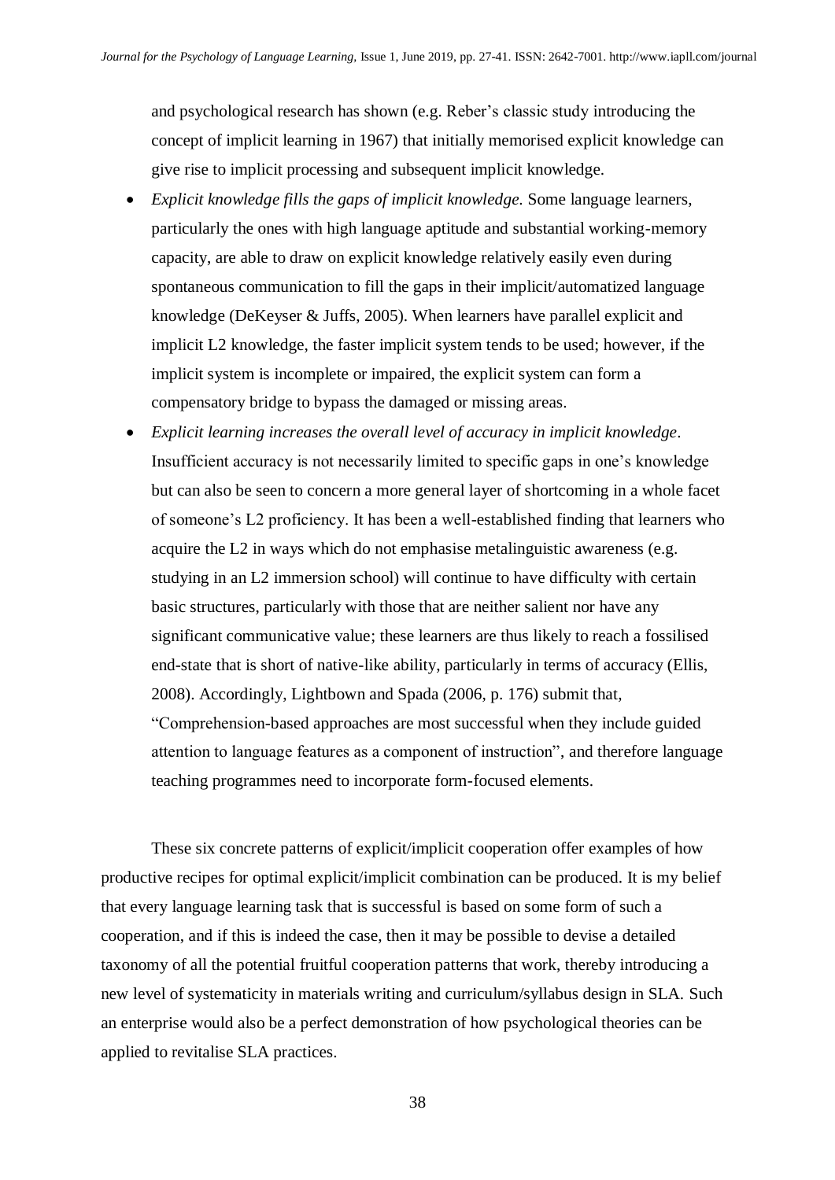and psychological research has shown (e.g. Reber's classic study introducing the concept of implicit learning in 1967) that initially memorised explicit knowledge can give rise to implicit processing and subsequent implicit knowledge.

- *Explicit knowledge fills the gaps of implicit knowledge.* Some language learners, particularly the ones with high language aptitude and substantial working-memory capacity, are able to draw on explicit knowledge relatively easily even during spontaneous communication to fill the gaps in their implicit/automatized language knowledge (DeKeyser & Juffs, 2005). When learners have parallel explicit and implicit L2 knowledge, the faster implicit system tends to be used; however, if the implicit system is incomplete or impaired, the explicit system can form a compensatory bridge to bypass the damaged or missing areas.
- *Explicit learning increases the overall level of accuracy in implicit knowledge*. Insufficient accuracy is not necessarily limited to specific gaps in one's knowledge but can also be seen to concern a more general layer of shortcoming in a whole facet of someone's L2 proficiency. It has been a well-established finding that learners who acquire the L2 in ways which do not emphasise metalinguistic awareness (e.g. studying in an L2 immersion school) will continue to have difficulty with certain basic structures, particularly with those that are neither salient nor have any significant communicative value; these learners are thus likely to reach a fossilised end-state that is short of native-like ability, particularly in terms of accuracy (Ellis, 2008). Accordingly, Lightbown and Spada (2006, p. 176) submit that, "Comprehension-based approaches are most successful when they include guided attention to language features as a component of instruction", and therefore language teaching programmes need to incorporate form-focused elements.

These six concrete patterns of explicit/implicit cooperation offer examples of how productive recipes for optimal explicit/implicit combination can be produced. It is my belief that every language learning task that is successful is based on some form of such a cooperation, and if this is indeed the case, then it may be possible to devise a detailed taxonomy of all the potential fruitful cooperation patterns that work, thereby introducing a new level of systematicity in materials writing and curriculum/syllabus design in SLA. Such an enterprise would also be a perfect demonstration of how psychological theories can be applied to revitalise SLA practices.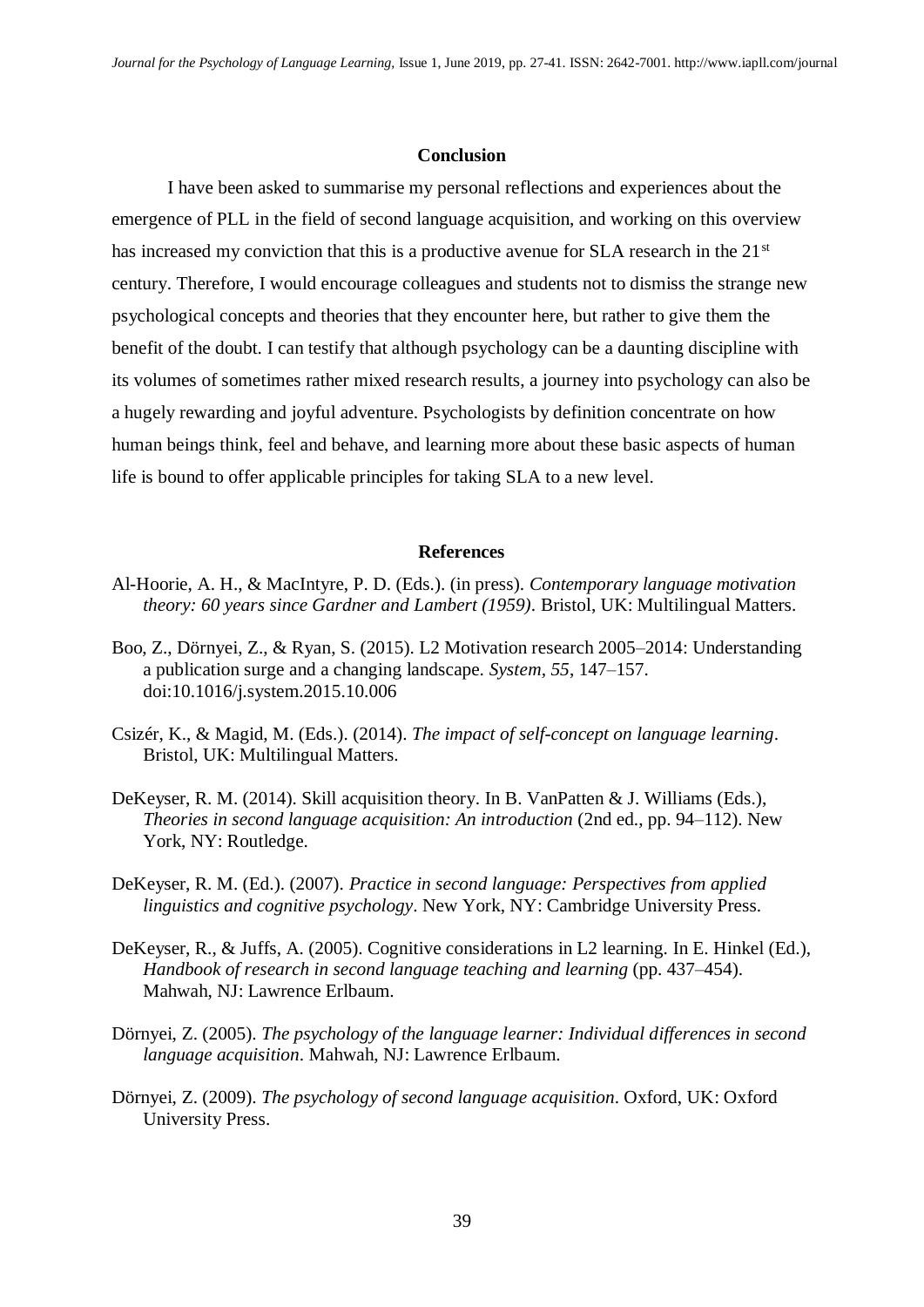## Conclusion

I have been asked to summarise my personal reflections and experiences about the emergence of PLL in the field of second language acquisition, and working on this overview has increased my conviction that this is a productive avenue for SLA research in the 21st century. Therefore, I would encourage colleagues and students not to dismiss the strange new psychological concepts and theories that they encounter here, but rather to give them the benefit of the doubt. I can testify that although psychology can be a daunting discipline with its volumes of sometimes rather mixed research results, a journey into psychology can also be a hugely rewarding and joyful adventure. Psychologists by definition concentrate on how human beings think, feel and behave, and learning more about these basic aspects of human life is bound to offer applicable principles for taking SLA to a new level.

## References

Al-Hoorie, A. H., & MacIntyre, P. D. (Eds.). (in press). *Contemporary language motivation theory: 60 years since Gardner and Lambert (1959)*. Bristol, UK: Multilingual Matters.

Boo, Z., Dörnyei, Z., & Ryan, S. (2015). L2 Motivation research 2005–2014: Understanding a publication surge and a changing landscape. *System, 55*, 147–157. doi:10.1016/j.system.2015.10.006

Csizér, K., & Magid, M. (Eds.). (2014). *The impact of self-concept on language learning*. Bristol, UK: Multilingual Matters.

DeKeyser, R. M. (2014). Skill acquisition theory. In B. VanPatten & J. Williams (Eds.), *Theories in second language acquisition: An introduction* (2nd ed., pp. 94–112). New York, NY: Routledge.

DeKeyser, R. M. (Ed.). (2007). *Practice in second language: Perspectives from applied linguistics and cognitive psychology*. New York, NY: Cambridge University Press.

DeKeyser, R., & Juffs, A. (2005). Cognitive considerations in L2 learning. In E. Hinkel (Ed.), *Handbook of research in second language teaching and learning* (pp. 437–454). Mahwah, NJ: Lawrence Erlbaum.

Dörnyei, Z. (2005). *The psychology of the language learner: Individual differences in second language acquisition*. Mahwah, NJ: Lawrence Erlbaum.

Dörnyei, Z. (2009). *The psychology of second language acquisition*. Oxford, UK: Oxford University Press.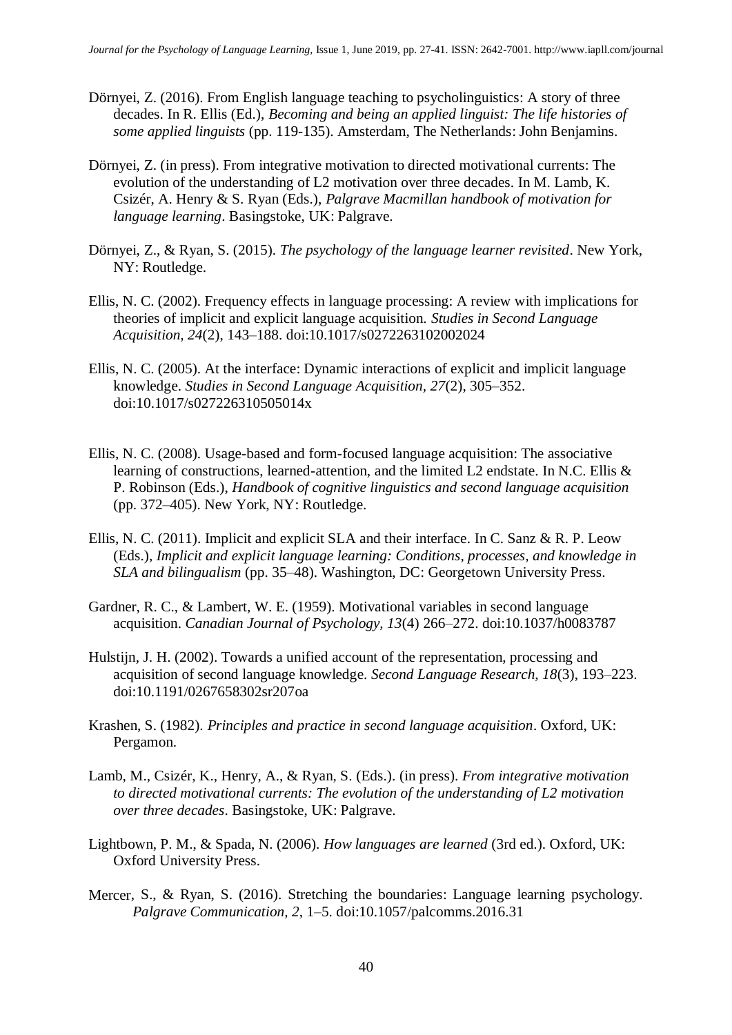Dörnyei, Z. (2016). From English language teaching to psycholinguistics: A story of three decades. In R. Ellis (Ed.), *Becoming and being an applied linguist: The life histories of some applied linguists* (pp. 119-135). Amsterdam, The Netherlands: John Benjamins.

Dörnyei, Z. (in press). From integrative motivation to directed motivational currents: The evolution of the understanding of L2 motivation over three decades. In M. Lamb, K. Csizér, A. Henry & S. Ryan (Eds.), *Palgrave Macmillan handbook of motivation for language learning*. Basingstoke, UK: Palgrave.

Dörnyei, Z., & Ryan, S. (2015). *The psychology of the language learner revisited*. New York, NY: Routledge.

Ellis, N. C. (2002). Frequency effects in language processing: A review with implications for theories of implicit and explicit language acquisition. *Studies in Second Language Acquisition, 24*(2), 143–188. doi:10.1017/s0272263102002024

Ellis, N. C. (2005). At the interface: Dynamic interactions of explicit and implicit language knowledge. *Studies in Second Language Acquisition, 27*(2), 305–352. doi:10.1017/s027226310505014x

Ellis, N. C. (2008). Usage-based and form-focused language acquisition: The associative learning of constructions, learned-attention, and the limited L2 endstate. In N.C. Ellis & P. Robinson (Eds.), *Handbook of cognitive linguistics and second language acquisition* (pp. 372–405). New York, NY: Routledge.

Ellis, N. C. (2011). Implicit and explicit SLA and their interface. In C. Sanz & R. P. Leow (Eds.), *Implicit and explicit language learning: Conditions, processes, and knowledge in SLA and bilingualism* (pp. 35–48). Washington, DC: Georgetown University Press.

Gardner, R. C., & Lambert, W. E. (1959). Motivational variables in second language acquisition. *Canadian Journal of Psychology, 13*(4) 266–272. doi:10.1037/h0083787

Hulstijn, J. H. (2002). Towards a unified account of the representation, processing and acquisition of second language knowledge. *Second Language Research, 18*(3), 193–223. doi:10.1191/0267658302sr207oa

Krashen, S. (1982). *Principles and practice in second language acquisition*. Oxford, UK: Pergamon.

Lamb, M., Csizér, K., Henry, A., & Ryan, S. (Eds.). (in press). *From integrative motivation to directed motivational currents: The evolution of the understanding of L2 motivation over three decades*. Basingstoke, UK: Palgrave.

Lightbown, P. M., & Spada, N. (2006). *How languages are learned* (3rd ed.). Oxford, UK: Oxford University Press.

Mercer, S., & Ryan, S. (2016). Stretching the boundaries: Language learning psychology. *Palgrave Communication, 2*, 1–5. doi:10.1057/palcomms.2016.31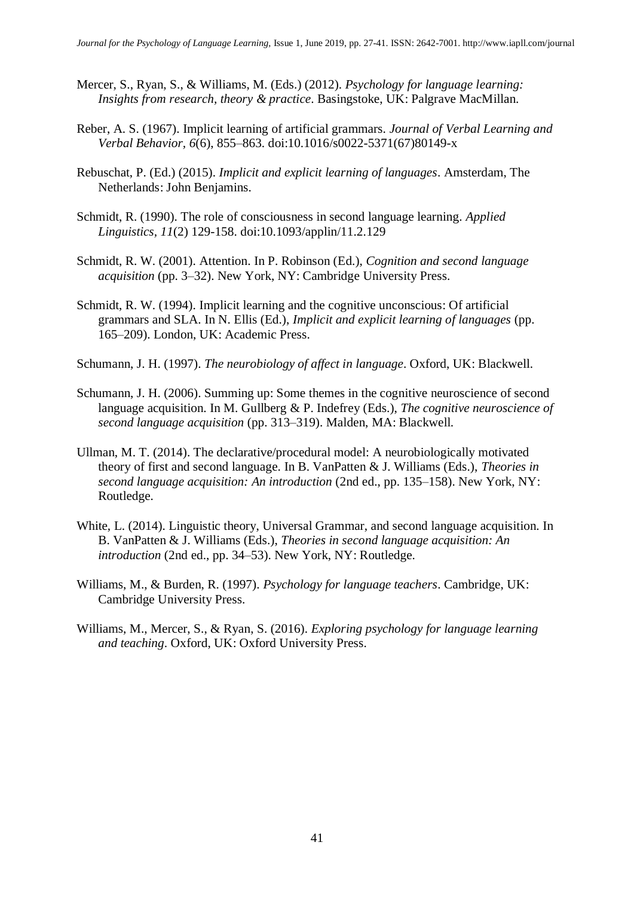Mercer, S., Ryan, S., & Williams, M. (Eds.) (2012). *Psychology for language learning: Insights from research, theory & practice*. Basingstoke, UK: Palgrave MacMillan.

Reber, A. S. (1967). Implicit learning of artificial grammars. *Journal of Verbal Learning and Verbal Behavior, 6*(6), 855–863. doi:10.1016/s0022-5371(67)80149-x

Rebuschat, P. (Ed.) (2015). *Implicit and explicit learning of languages*. Amsterdam, The Netherlands: John Benjamins.

Schmidt, R. (1990). The role of consciousness in second language learning. *Applied Linguistics, 11*(2) 129-158. doi:10.1093/applin/11.2.129

Schmidt, R. W. (2001). Attention. In P. Robinson (Ed.), *Cognition and second language acquisition* (pp. 3–32). New York, NY: Cambridge University Press.

Schmidt, R. W. (1994). Implicit learning and the cognitive unconscious: Of artificial grammars and SLA. In N. Ellis (Ed.), *Implicit and explicit learning of languages* (pp. 165–209). London, UK: Academic Press.

Schumann, J. H. (1997). *The neurobiology of affect in language*. Oxford, UK: Blackwell.

Schumann, J. H. (2006). Summing up: Some themes in the cognitive neuroscience of second language acquisition. In M. Gullberg & P. Indefrey (Eds.), *The cognitive neuroscience of second language acquisition* (pp. 313–319). Malden, MA: Blackwell.

Ullman, M. T. (2014). The declarative/procedural model: A neurobiologically motivated theory of first and second language. In B. VanPatten & J. Williams (Eds.), *Theories in second language acquisition: An introduction* (2nd ed., pp. 135–158). New York, NY: Routledge.

White, L. (2014). Linguistic theory, Universal Grammar, and second language acquisition. In B. VanPatten & J. Williams (Eds.), *Theories in second language acquisition: An introduction* (2nd ed., pp. 34–53). New York, NY: Routledge.

Williams, M., & Burden, R. (1997). *Psychology for language teachers*. Cambridge, UK: Cambridge University Press.

Williams, M., Mercer, S., & Ryan, S. (2016). *Exploring psychology for language learning and teaching*. Oxford, UK: Oxford University Press.